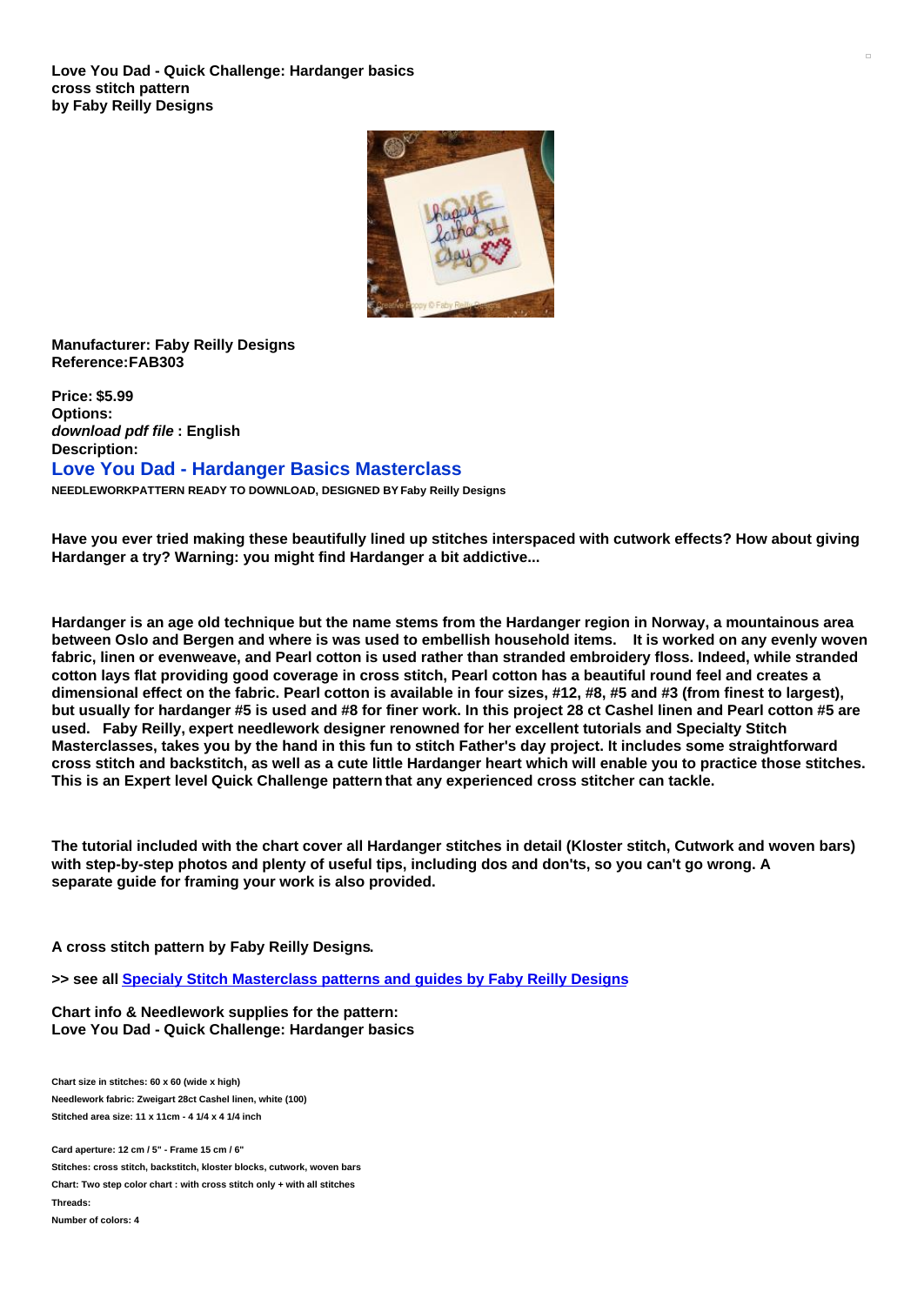**Love You Dad - Quick Challenge: Hardanger basics cross stitch pattern by Faby Reilly Designs**

**Manufacturer: Faby Reilly Designs**
**Reference:FAB303**

**Price: $5.99**
**Options:**
***download pdf file* : English**
**Description:**

## Love You Dad - Hardanger Basics Masterclass

**NEEDLEWORKPATTERN READY TO DOWNLOAD, DESIGNED BY Faby Reilly Designs**

**Have you ever tried making these beautifully lined up stitches interspaced with cutwork effects? How about giving Hardanger a try? Warning: you might find Hardanger a bit addictive...**

**Hardanger is an age old technique but the name stems from the Hardanger region in Norway, a mountainous area between Oslo and Bergen and where is was used to embellish household items. It is worked on any evenly woven fabric, linen or evenweave, and Pearl cotton is used rather than stranded embroidery floss. Indeed, while stranded cotton lays flat providing good coverage in cross stitch, Pearl cotton has a beautiful round feel and creates a dimensional effect on the fabric. Pearl cotton is available in four sizes, #12, #8, #5 and #3 (from finest to largest), but usually for hardanger #5 is used and #8 for finer work. In this project 28 ct Cashel linen and Pearl cotton #5 are used. Faby Reilly, expert needlework designer renowned for her excellent tutorials and Specialty Stitch Masterclasses, takes you by the hand in this fun to stitch Father's day project. It includes some straightforward cross stitch and backstitch, as well as a cute little Hardanger heart which will enable you to practice those stitches. This is an Expert level Quick Challenge pattern that any experienced cross stitcher can tackle.**

**The tutorial included with the chart cover all Hardanger stitches in detail (Kloster stitch, Cutwork and woven bars) with step-by-step photos and plenty of useful tips, including dos and don'ts, so you can't go wrong. A separate guide for framing your work is also provided.**

**A cross stitch pattern by Faby Reilly Designs.**

**>> see all Specialy Stitch Masterclass patterns and guides by Faby Reilly Designs**

**Chart info & Needlework supplies for the pattern:**
**Love You Dad - Quick Challenge: Hardanger basics**

**Chart size in stitches: 60 x 60 (wide x high)**
**Needlework fabric: Zweigart 28ct Cashel linen, white (100)**
**Stitched area size: 11 x 11cm - 4 1/4 x 4 1/4 inch**

**Card aperture: 12 cm / 5" - Frame 15 cm / 6"**
**Stitches: cross stitch, backstitch, kloster blocks, cutwork, woven bars**
**Chart: Two step color chart : with cross stitch only + with all stitches**
**Threads:**
**Number of colors: 4**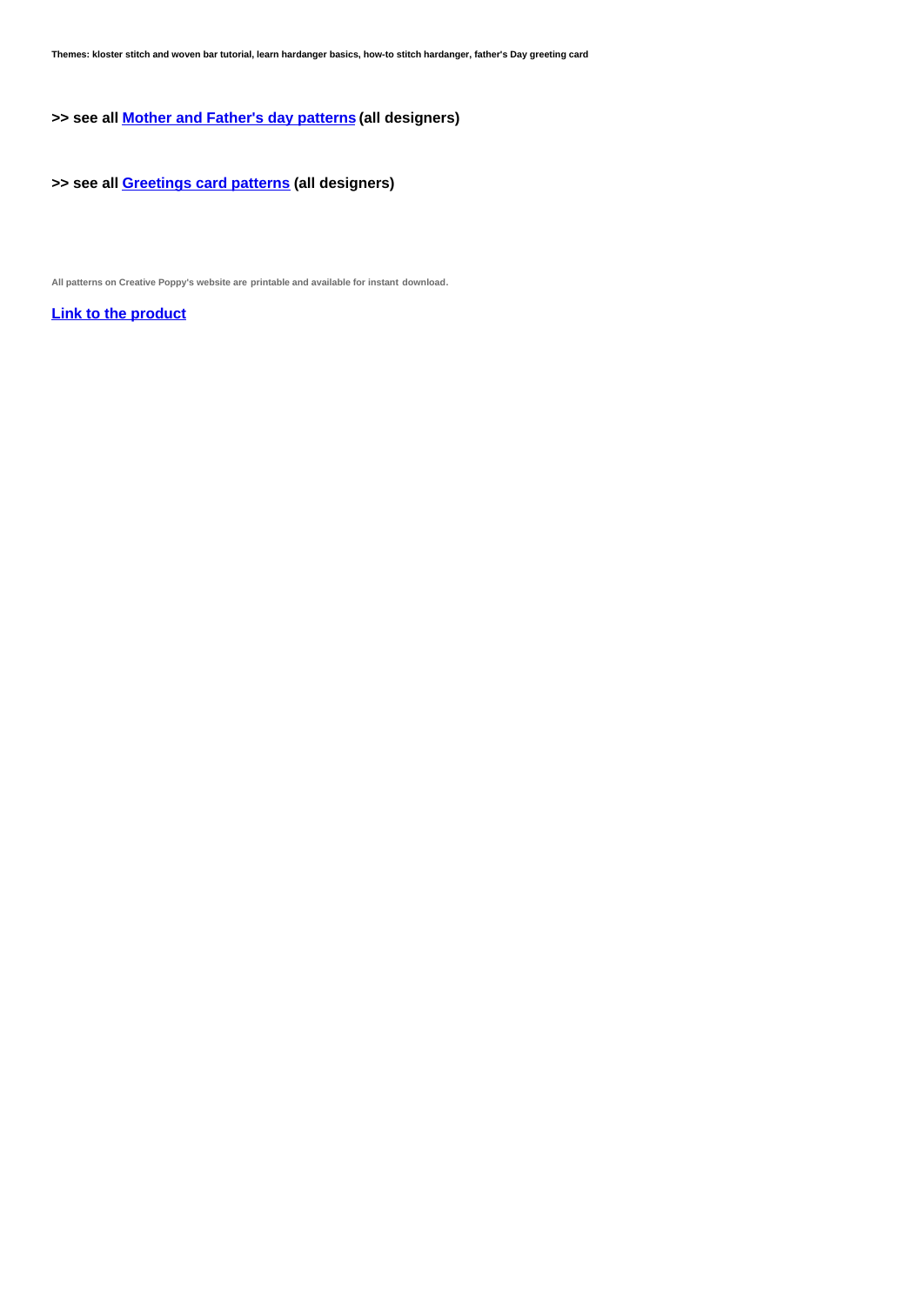**Themes: kloster stitch and woven bar tutorial, learn hardanger basics, how-to stitch hardanger, father's Day greeting card**

**>> see all Mother and Father's day patterns (all designers)**

**>> see all Greetings card patterns (all designers)**

All patterns on Creative Poppy's website are printable and available for instant download.

**Link to the product**